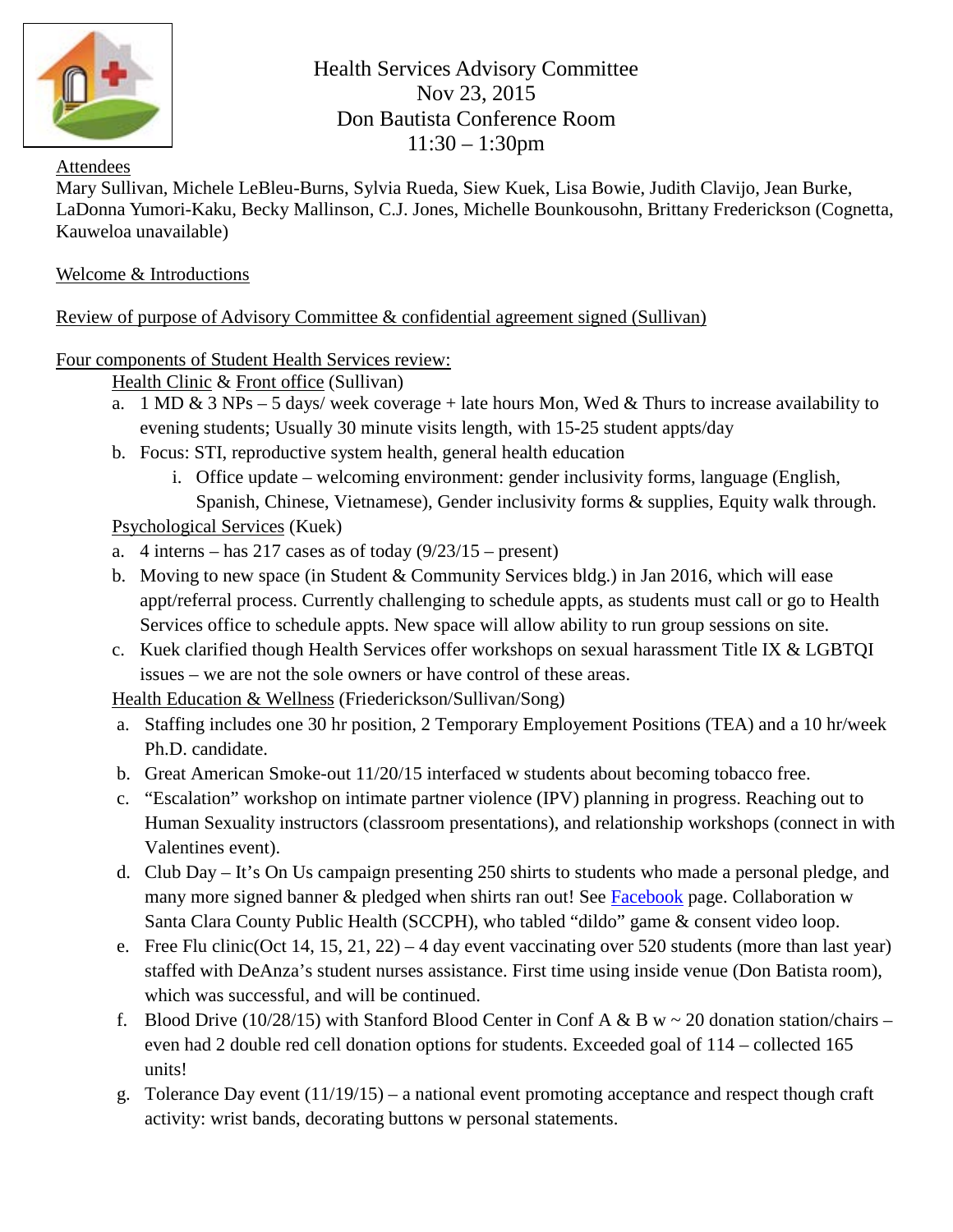# Health Services Advisory Committee

Nov 23, 2015
Don Bautista Conference Room
11:30 – 1:30pm

Attendees

Mary Sullivan, Michele LeBleu-Burns, Sylvia Rueda, Siew Kuek, Lisa Bowie, Judith Clavijo, Jean Burke, LaDonna Yumori-Kaku, Becky Mallinson, C.J. Jones, Michelle Bounkousohn, Brittany Frederickson (Cognetta, Kauweloa unavailable)

Welcome & Introductions

Review of purpose of Advisory Committee & confidential agreement signed (Sullivan)

Four components of Student Health Services review:

Health Clinic & Front office (Sullivan)

a. 1 MD & 3 NPs – 5 days/ week coverage + late hours Mon, Wed & Thurs to increase availability to evening students; Usually 30 minute visits length, with 15-25 student appts/day
b. Focus: STI, reproductive system health, general health education
   i. Office update – welcoming environment: gender inclusivity forms, language (English, Spanish, Chinese, Vietnamese), Gender inclusivity forms & supplies, Equity walk through.

Psychological Services (Kuek)

a. 4 interns – has 217 cases as of today (9/23/15 – present)
b. Moving to new space (in Student & Community Services bldg.) in Jan 2016, which will ease appt/referral process. Currently challenging to schedule appts, as students must call or go to Health Services office to schedule appts. New space will allow ability to run group sessions on site.
c. Kuek clarified though Health Services offer workshops on sexual harassment Title IX & LGBTQI issues – we are not the sole owners or have control of these areas.

Health Education & Wellness (Friederickson/Sullivan/Song)

a. Staffing includes one 30 hr position, 2 Temporary Employement Positions (TEA) and a 10 hr/week Ph.D. candidate.
b. Great American Smoke-out 11/20/15 interfaced w students about becoming tobacco free.
c. "Escalation" workshop on intimate partner violence (IPV) planning in progress. Reaching out to Human Sexuality instructors (classroom presentations), and relationship workshops (connect in with Valentines event).
d. Club Day – It's On Us campaign presenting 250 shirts to students who made a personal pledge, and many more signed banner & pledged when shirts ran out! See Facebook page. Collaboration w Santa Clara County Public Health (SCCPH), who tabled "dildo" game & consent video loop.
e. Free Flu clinic(Oct 14, 15, 21, 22) – 4 day event vaccinating over 520 students (more than last year) staffed with DeAnza's student nurses assistance. First time using inside venue (Don Batista room), which was successful, and will be continued.
f. Blood Drive (10/28/15) with Stanford Blood Center in Conf A & B w ~ 20 donation station/chairs – even had 2 double red cell donation options for students. Exceeded goal of 114 – collected 165 units!
g. Tolerance Day event (11/19/15) – a national event promoting acceptance and respect though craft activity: wrist bands, decorating buttons w personal statements.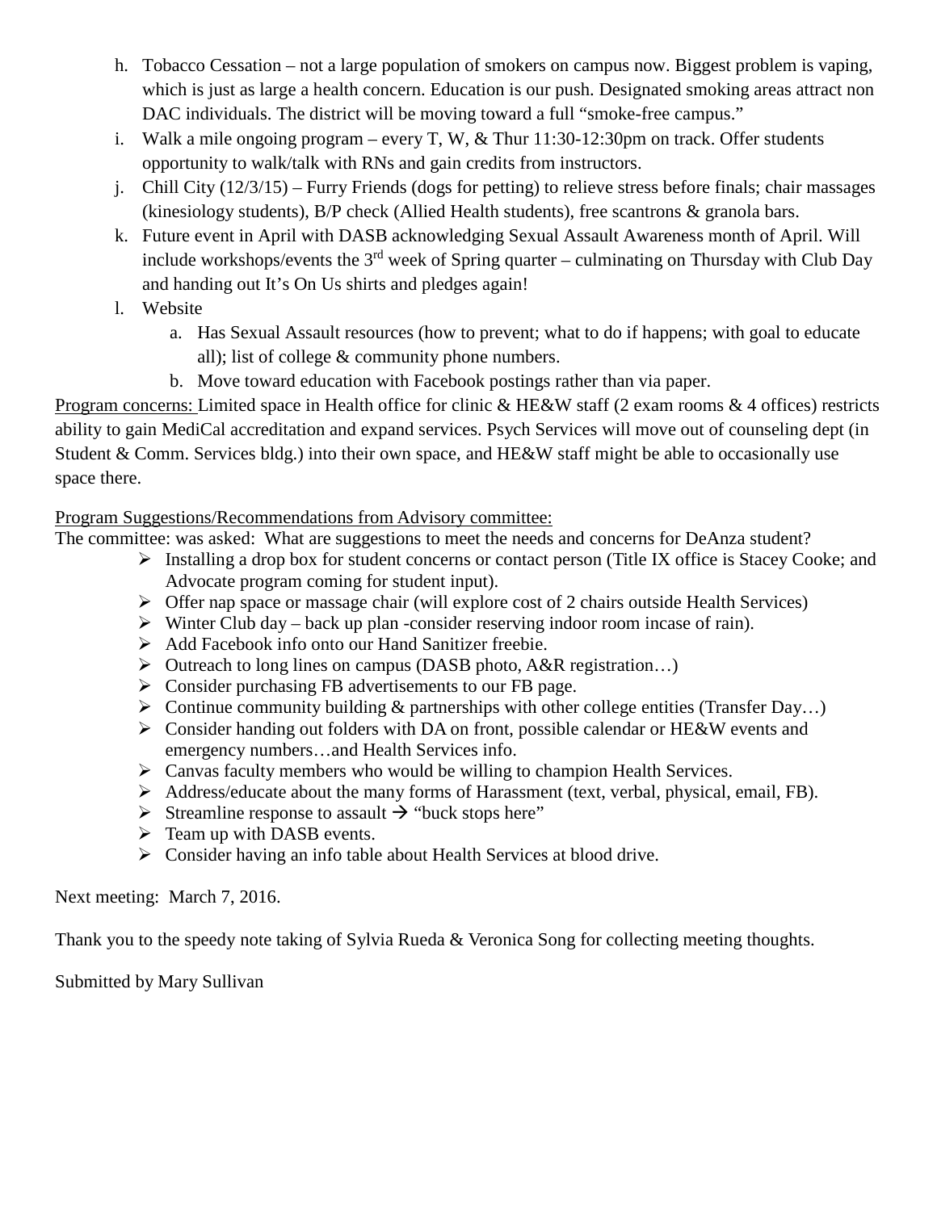h. Tobacco Cessation – not a large population of smokers on campus now. Biggest problem is vaping, which is just as large a health concern. Education is our push. Designated smoking areas attract non DAC individuals. The district will be moving toward a full "smoke-free campus."
i. Walk a mile ongoing program – every T, W, & Thur 11:30-12:30pm on track. Offer students opportunity to walk/talk with RNs and gain credits from instructors.
j. Chill City (12/3/15) – Furry Friends (dogs for petting) to relieve stress before finals; chair massages (kinesiology students), B/P check (Allied Health students), free scantrons & granola bars.
k. Future event in April with DASB acknowledging Sexual Assault Awareness month of April. Will include workshops/events the 3rd week of Spring quarter – culminating on Thursday with Club Day and handing out It's On Us shirts and pledges again!
l. Website
   a. Has Sexual Assault resources (how to prevent; what to do if happens; with goal to educate all); list of college & community phone numbers.
   b. Move toward education with Facebook postings rather than via paper.

Program concerns: Limited space in Health office for clinic & HE&W staff (2 exam rooms & 4 offices) restricts ability to gain MediCal accreditation and expand services. Psych Services will move out of counseling dept (in Student & Comm. Services bldg.) into their own space, and HE&W staff might be able to occasionally use space there.

Program Suggestions/Recommendations from Advisory committee:
The committee: was asked: What are suggestions to meet the needs and concerns for DeAnza student?

- Installing a drop box for student concerns or contact person (Title IX office is Stacey Cooke; and Advocate program coming for student input).
- Offer nap space or massage chair (will explore cost of 2 chairs outside Health Services)
- Winter Club day – back up plan -consider reserving indoor room incase of rain).
- Add Facebook info onto our Hand Sanitizer freebie.
- Outreach to long lines on campus (DASB photo, A&R registration…)
- Consider purchasing FB advertisements to our FB page.
- Continue community building & partnerships with other college entities (Transfer Day…)
- Consider handing out folders with DA on front, possible calendar or HE&W events and emergency numbers…and Health Services info.
- Canvas faculty members who would be willing to champion Health Services.
- Address/educate about the many forms of Harassment (text, verbal, physical, email, FB).
- Streamline response to assault → "buck stops here"
- Team up with DASB events.
- Consider having an info table about Health Services at blood drive.

Next meeting: March 7, 2016.

Thank you to the speedy note taking of Sylvia Rueda & Veronica Song for collecting meeting thoughts.

Submitted by Mary Sullivan